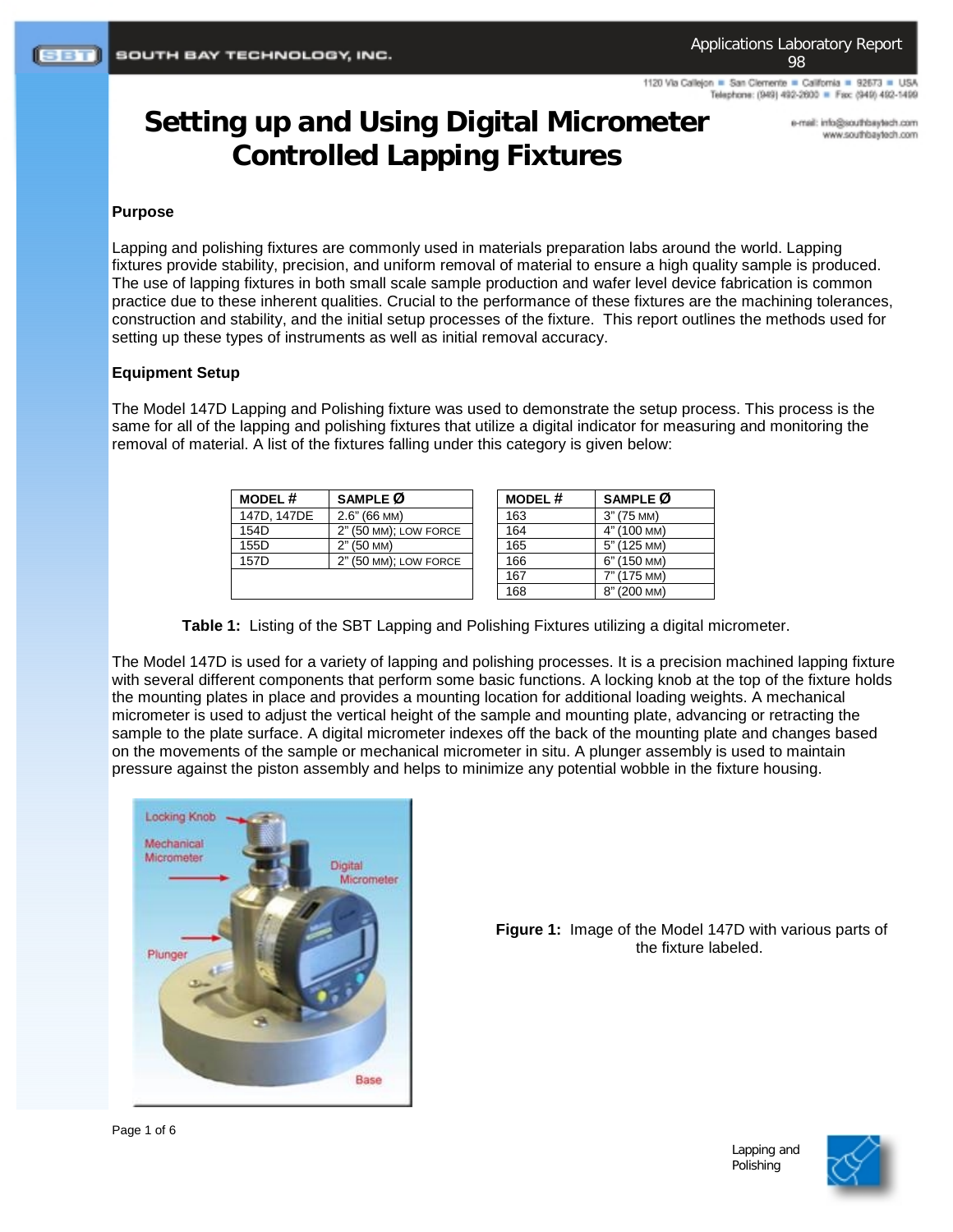# Setting up and Using Digital Micrometer Controlled Lapping Fixtures

### Purpose

Lapping and polishing fixtures are commonly used in materials preparation labs around the world. Lapping fixtures provide stability, precision, and uniform removal of material to ensure a high quality sample is produced. The use of lapping fixtures in both small scale sample production and wafer level device fabrication is common practice due to these inherent qualities. Crucial to the performance of these fixtures are the machining tolerances, construction and stability, and the initial setup processes of the fixture. This report outlines the methods used for setting up these types of instruments as well as initial removal accuracy.

### Equipment Setup

The Model 147D Lapping and Polishing fixture was used to demonstrate the setup process. This process is the same for all of the lapping and polishing fixtures that utilize a digital indicator for measuring and monitoring the removal of material. A list of the fixtures falling under this category is given below:

| MODEL # | SAMPLE Ø |
| --- | --- |
| 147D, 147DE | 2.6" (66 MM) |
| 154D | 2" (50 MM); LOW FORCE |
| 155D | 2" (50 MM) |
| 157D | 2" (50 MM); LOW FORCE |

| MODEL # | SAMPLE Ø |
| --- | --- |
| 163 | 3" (75 MM) |
| 164 | 4" (100 MM) |
| 165 | 5" (125 MM) |
| 166 | 6" (150 MM) |
| 167 | 7" (175 MM) |
| 168 | 8" (200 MM) |

**Table 1:** Listing of the SBT Lapping and Polishing Fixtures utilizing a digital micrometer.

The Model 147D is used for a variety of lapping and polishing processes. It is a precision machined lapping fixture with several different components that perform some basic functions. A locking knob at the top of the fixture holds the mounting plates in place and provides a mounting location for additional loading weights. A mechanical micrometer is used to adjust the vertical height of the sample and mounting plate, advancing or retracting the sample to the plate surface. A digital micrometer indexes off the back of the mounting plate and changes based on the movements of the sample or mechanical micrometer in situ. A plunger assembly is used to maintain pressure against the piston assembly and helps to minimize any potential wobble in the fixture housing.

**Figure 1:** Image of the Model 147D with various parts of the fixture labeled.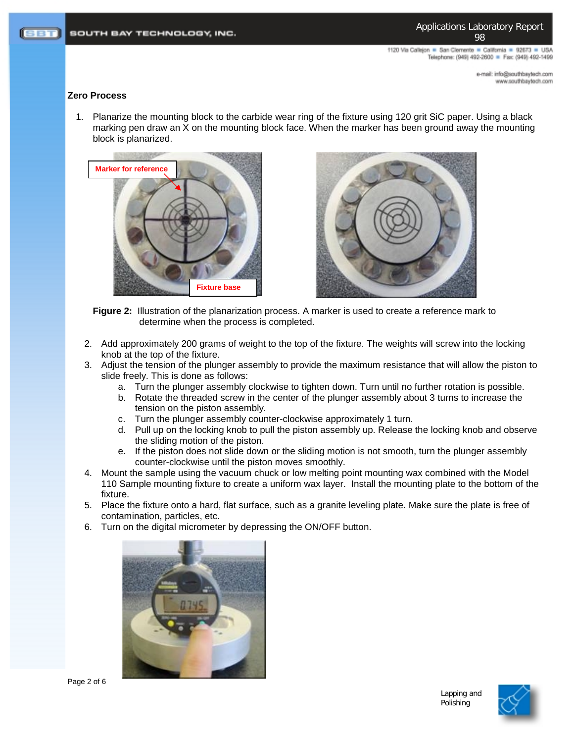## Zero Process

1. Planarize the mounting block to the carbide wear ring of the fixture using 120 grit SiC paper. Using a black marking pen draw an X on the mounting block face. When the marker has been grinded away the mounting block is planarized.

**Figure 2:** Illustration of the planarization process. A marker is used to create a reference mark to determine when the process is completed.

2. Add approximately 200 grams of weight to the top of the fixture. The weights will screw into the locking knob at the top of the fixture.
3. Adjust the tension of the plunger assembly to provide the maximum resistance that will allow the piston to slide freely. This is done as follows:
   a. Turn the plunger assembly clockwise to tighten down. Turn until no further rotation is possible.
   b. Rotate the threaded screw in the center of the plunger assembly about 3 turns to increase the tension on the piston assembly.
   c. Turn the plunger assembly counter-clockwise approximately 1 turn.
   d. Pull up on the locking knob to pull the piston assembly up. Release the locking knob and observe the sliding motion of the piston.
   e. If the piston does not slide down or the sliding motion is not smooth, turn the plunger assembly counter-clockwise until the piston moves smoothly.
4. Mount the sample using the vacuum chuck or low melting point mounting wax combined with the Model 110 Sample mounting fixture to create a uniform wax layer. Install the mounting plate to the bottom of the fixture.
5. Place the fixture onto a hard, flat surface, such as a granite leveling plate. Make sure the plate is free of contamination, particles, etc.
6. Turn on the digital micrometer by depressing the ON/OFF button.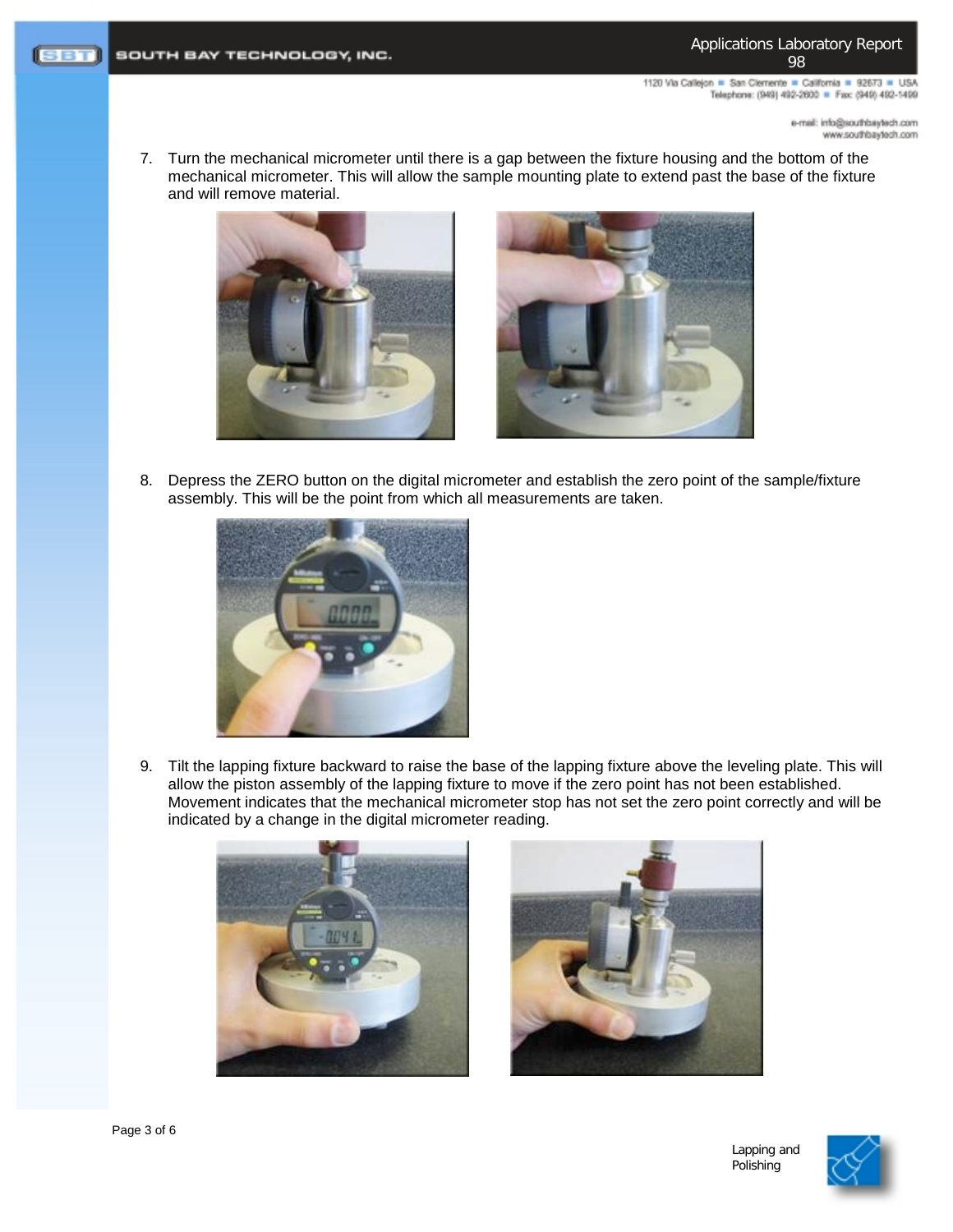7. Turn the mechanical micrometer until there is a gap between the fixture housing and the bottom of the mechanical micrometer. This will allow the sample mounting plate to extend past the base of the fixture and will remove material.

8. Depress the ZERO button on the digital micrometer and establish the zero point of the sample/fixture assembly. This will be the point from which all measurements are taken.

9. Tilt the lapping fixture backward to raise the base of the lapping fixture above the leveling plate. This will allow the piston assembly of the lapping fixture to move if the zero point has not been established. Movement indicates that the mechanical micrometer stop has not set the zero point correctly and will be indicated by a change in the digital micrometer reading.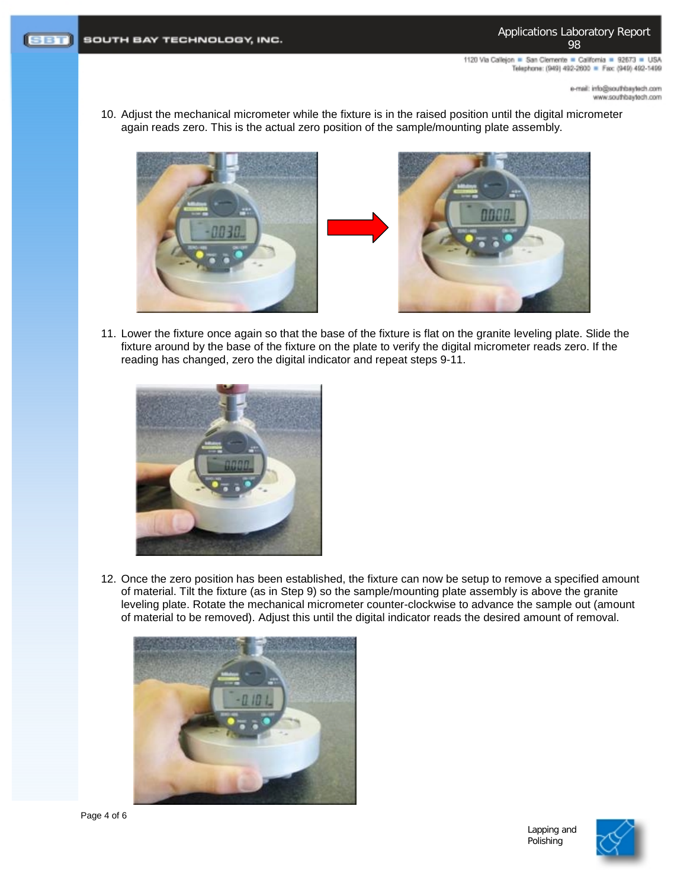10. Adjust the mechanical micrometer while the fixture is in the raised position until the digital micrometer again reads zero. This is the actual zero position of the sample/mounting plate assembly.

11. Lower the fixture once again so that the base of the fixture is flat on the granite leveling plate. Slide the fixture around by the base of the fixture on the plate to verify the digital micrometer reads zero. If the reading has changed, zero the digital indicator and repeat steps 9-11.

12. Once the zero position has been established, the fixture can now be setup to remove a specified amount of material. Tilt the fixture (as in Step 9) so the sample/mounting plate assembly is above the granite leveling plate. Rotate the mechanical micrometer counter-clockwise to advance the sample out (amount of material to be removed). Adjust this until the digital indicator reads the desired amount of removal.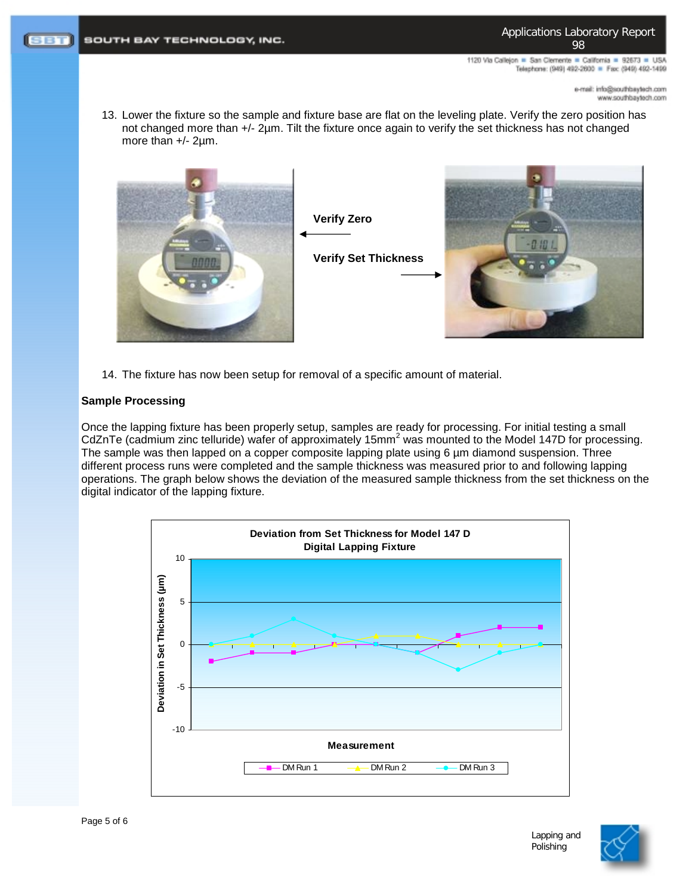13. Lower the fixture so the sample and fixture base are flat on the leveling plate. Verify the zero position has not changed more than +/- 2µm. Tilt the fixture once again to verify the set thickness has not changed more than +/- 2µm.

Verify Zero

Verify Set Thickness

14. The fixture has now been setup for removal of a specific amount of material.

**Sample Processing**

Once the lapping fixture has been properly setup, samples are ready for processing. For initial testing a small CdZnTe (cadmium zinc telluride) wafer of approximately 15mm$^2$ was mounted to the Model 147D for processing. The sample was then lapped on a copper composite lapping plate using 6 µm diamond suspension. Three different process runs were completed and the sample thickness was measured prior to and following lapping operations. The graph below shows the deviation of the measured sample thickness from the set thickness on the digital indicator of the lapping fixture.

**Deviation from Set Thickness for Model 147 D Digital Lapping Fixture**

| Measurement | DM Run 1 | DM Run 2 | DM Run 3 |
|---|---|---|---|
| 1 | -2 | 0 | 0 |
| 2 | -1 | 0 | 1 |
| 3 | -1 | 0 | 3 |
| 4 | 0 | 0 | 1 |
| 5 | 0 | 1 | 0 |
| 6 | -1 | 1 | -1 |
| 7 | 1 | 0 | -3 |
| 8 | 2 | 0 | -1 |
| 9 | 2 | 0 | 0 |

Y-axis: Deviation in Set Thickness (µm); X-axis: Measurement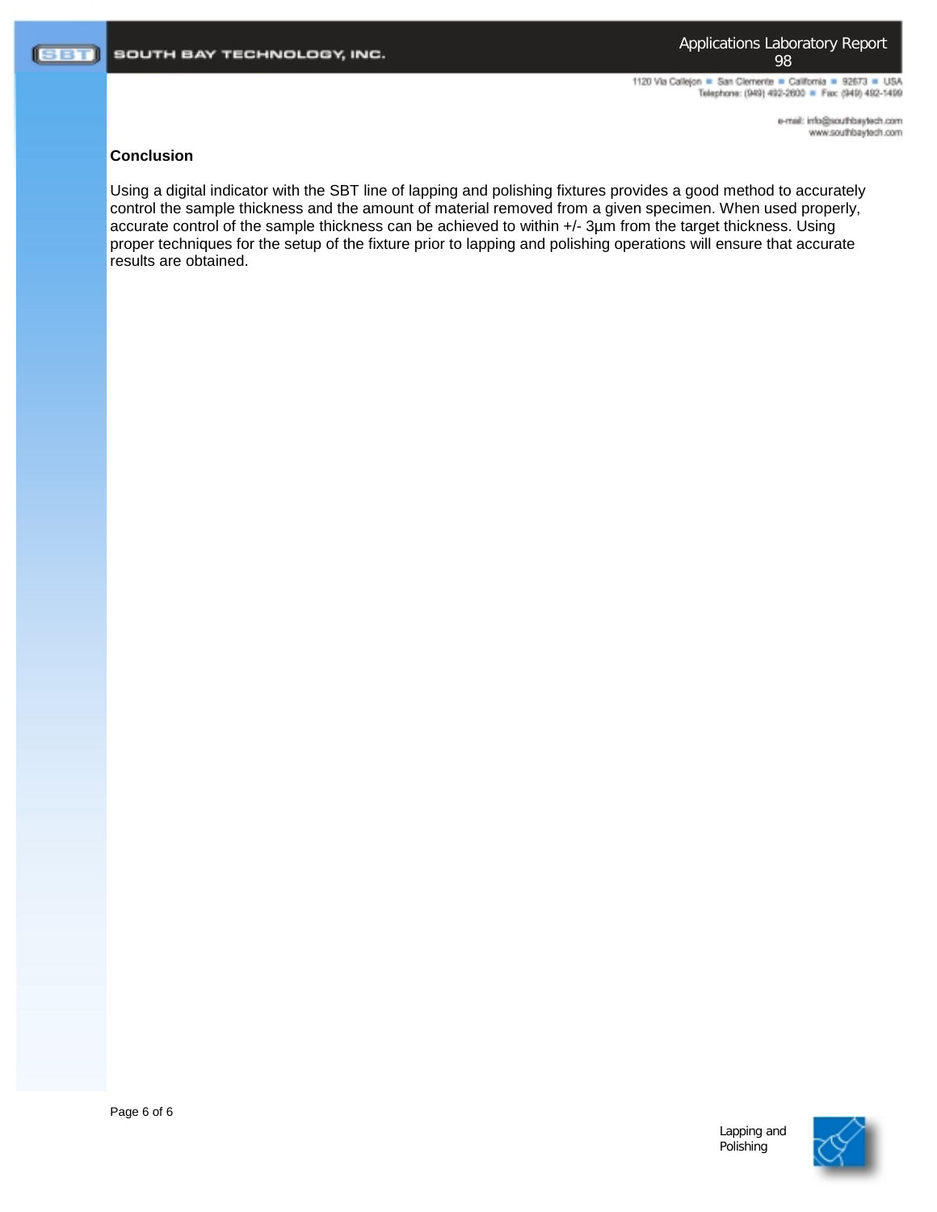**Conclusion**

Using a digital indicator with the SBT line of lapping and polishing fixtures provides a good method to accurately control the sample thickness and the amount of material removed from a given specimen. When used properly, accurate control of the sample thickness can be achieved to within +/- 3µm from the target thickness. Using proper techniques for the setup of the fixture prior to lapping and polishing operations will ensure that accurate results are obtained.